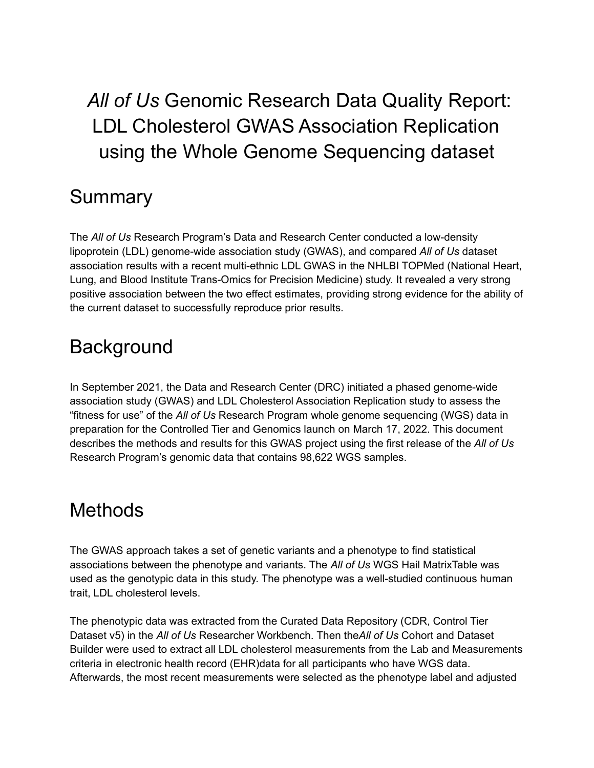# *All of Us* Genomic Research Data Quality Report: LDL Cholesterol GWAS Association Replication using the Whole Genome Sequencing dataset

## Summary

The *All of Us* Research Program's Data and Research Center conducted a low-density lipoprotein (LDL) genome-wide association study (GWAS), and compared *All of Us* dataset association results with a recent multi-ethnic LDL GWAS in the NHLBI TOPMed (National Heart, Lung, and Blood Institute Trans-Omics for Precision Medicine) study. It revealed a very strong positive association between the two effect estimates, providing strong evidence for the ability of the current dataset to successfully reproduce prior results.

## Background

In September 2021, the Data and Research Center (DRC) initiated a phased genome-wide association study (GWAS) and LDL Cholesterol Association Replication study to assess the "fitness for use" of the *All of Us* Research Program whole genome sequencing (WGS) data in preparation for the Controlled Tier and Genomics launch on March 17, 2022. This document describes the methods and results for this GWAS project using the first release of the *All of Us* Research Program's genomic data that contains 98,622 WGS samples.

## Methods

The GWAS approach takes a set of genetic variants and a phenotype to find statistical associations between the phenotype and variants. The *All of Us* WGS Hail MatrixTable was used as the genotypic data in this study. The phenotype was a well-studied continuous human trait, LDL cholesterol levels.

The phenotypic data was extracted from the Curated Data Repository (CDR, Control Tier Dataset v5) in the *All of Us* Researcher Workbench. Then the*All of Us* Cohort and Dataset Builder were used to extract all LDL cholesterol measurements from the Lab and Measurements criteria in electronic health record (EHR)data for all participants who have WGS data. Afterwards, the most recent measurements were selected as the phenotype label and adjusted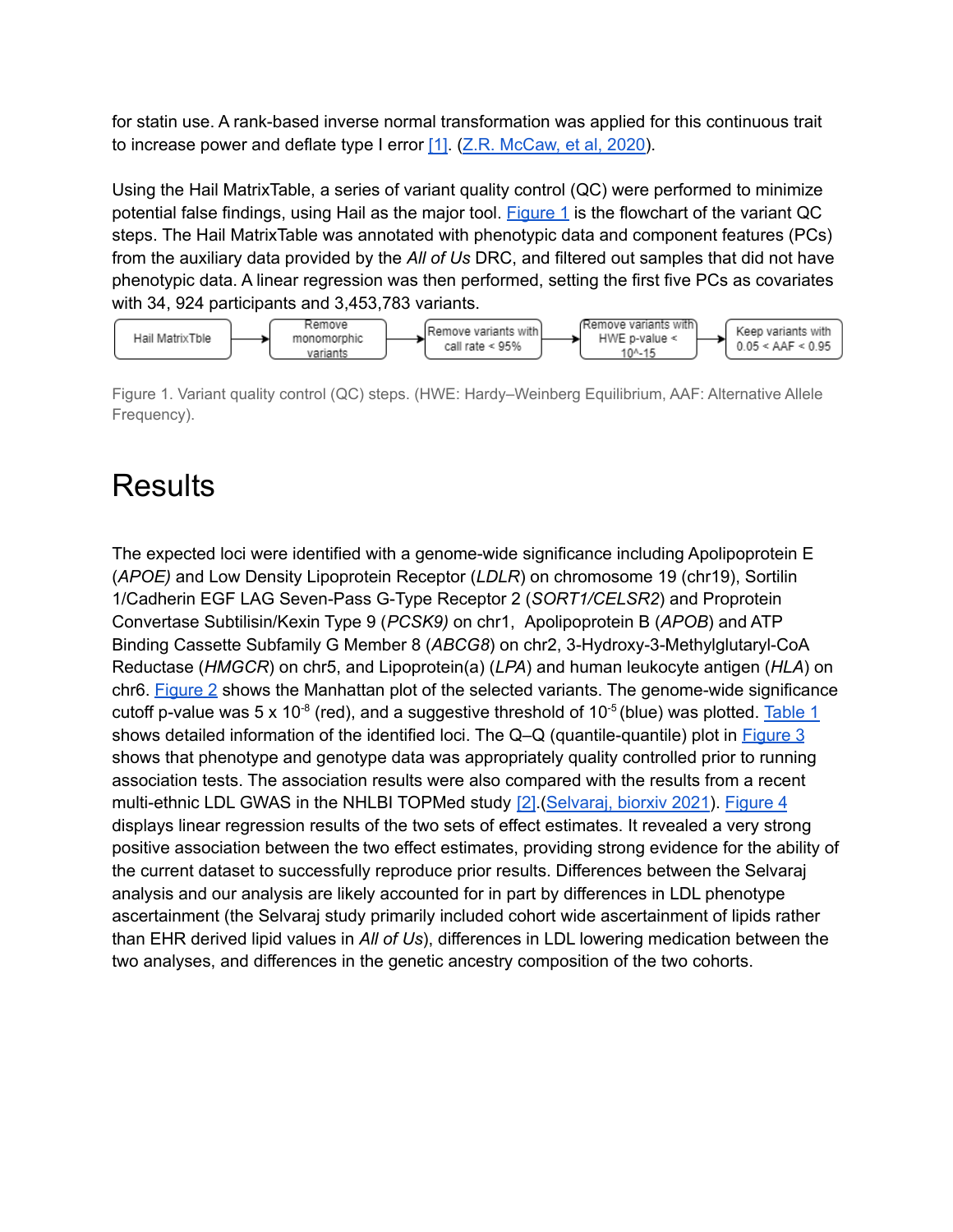for statin use. A rank-based inverse normal transformation was applied for this continuous trait to increase power and deflate type I error [1]. (Z.R. McCaw, et al, 2020).

Using the Hail MatrixTable, a series of variant quality control (QC) were performed to minimize potential false findings, using Hail as the major tool. Figure 1 is the flowchart of the variant QC steps. The Hail MatrixTable was annotated with phenotypic data and component features (PCs) from the auxiliary data provided by the *All of Us* DRC, and filtered out samples that did not have phenotypic data. A linear regression was then performed, setting the first five PCs as covariates with 34, 924 participants and 3,453,783 variants.

Hail MatrixTble → Remove monomorphic variants → Remove variants with call rate < 95% → Remove variants with HWE p-value < 10^-15 → Keep variants with 0.05 < AAF < 0.95

Figure 1. Variant quality control (QC) steps. (HWE: Hardy–Weinberg Equilibrium, AAF: Alternative Allele Frequency).

# Results

The expected loci were identified with a genome-wide significance including Apolipoprotein E (*APOE)* and Low Density Lipoprotein Receptor (*LDLR*) on chromosome 19 (chr19), Sortilin 1/Cadherin EGF LAG Seven-Pass G-Type Receptor 2 (*SORT1/CELSR2*) and Proprotein Convertase Subtilisin/Kexin Type 9 (*PCSK9)* on chr1, Apolipoprotein B (*APOB*) and ATP Binding Cassette Subfamily G Member 8 (*ABCG8*) on chr2, 3-Hydroxy-3-Methylglutaryl-CoA Reductase (*HMGCR*) on chr5, and Lipoprotein(a) (*LPA*) and human leukocyte antigen (*HLA*) on chr6. Figure 2 shows the Manhattan plot of the selected variants. The genome-wide significance cutoff p-value was $5 \times 10^{-8}$ (red), and a suggestive threshold of $10^{-5}$ (blue) was plotted. Table 1 shows detailed information of the identified loci. The Q–Q (quantile-quantile) plot in Figure 3 shows that phenotype and genotype data was appropriately quality controlled prior to running association tests. The association results were also compared with the results from a recent multi-ethnic LDL GWAS in the NHLBI TOPMed study [2].(Selvaraj, biorxiv 2021). Figure 4 displays linear regression results of the two sets of effect estimates. It revealed a very strong positive association between the two effect estimates, providing strong evidence for the ability of the current dataset to successfully reproduce prior results. Differences between the Selvaraj analysis and our analysis are likely accounted for in part by differences in LDL phenotype ascertainment (the Selvaraj study primarily included cohort wide ascertainment of lipids rather than EHR derived lipid values in *All of Us*), differences in LDL lowering medication between the two analyses, and differences in the genetic ancestry composition of the two cohorts.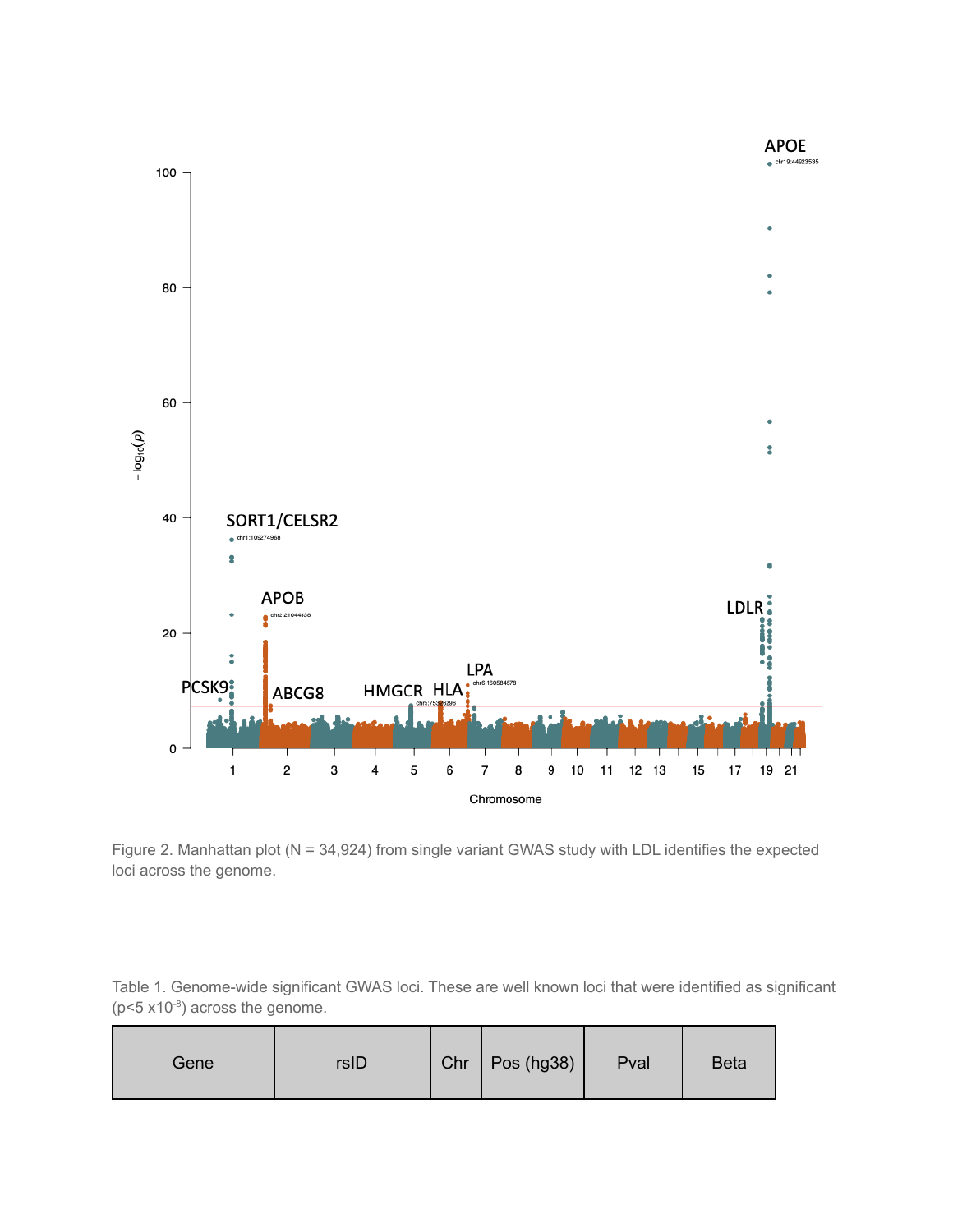Figure 2. Manhattan plot (N = 34,924) from single variant GWAS study with LDL identifies the expected loci across the genome.

Table 1. Genome-wide significant GWAS loci. These are well known loci that were identified as significant ($p<5 \times 10^{-8}$) across the genome.

| Gene | rsID | Chr | Pos (hg38) | Pval | Beta |
|---|---|---|---|---|---|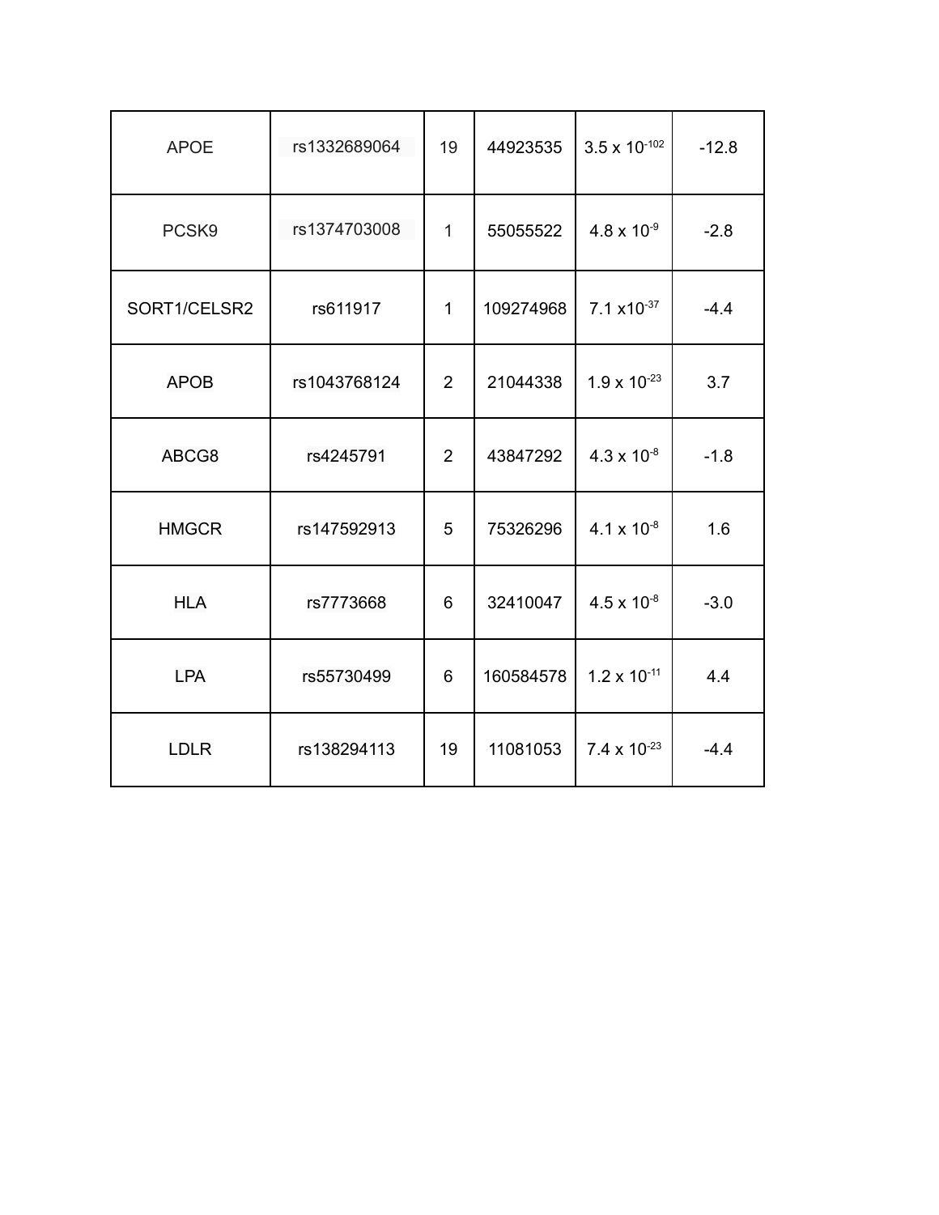| | | | | | |
|---|---|---|---|---|---|
| APOE | rs1332689064 | 19 | 44923535 | $3.5 \times 10^{-102}$ | -12.8 |
| PCSK9 | rs1374703008 | 1 | 55055522 | $4.8 \times 10^{-9}$ | -2.8 |
| SORT1/CELSR2 | rs611917 | 1 | 109274968 | $7.1 \times 10^{-37}$ | -4.4 |
| APOB | rs1043768124 | 2 | 21044338 | $1.9 \times 10^{-23}$ | 3.7 |
| ABCG8 | rs4245791 | 2 | 43847292 | $4.3 \times 10^{-8}$ | -1.8 |
| HMGCR | rs147592913 | 5 | 75326296 | $4.1 \times 10^{-8}$ | 1.6 |
| HLA | rs7773668 | 6 | 32410047 | $4.5 \times 10^{-8}$ | -3.0 |
| LPA | rs55730499 | 6 | 160584578 | $1.2 \times 10^{-11}$ | 4.4 |
| LDLR | rs138294113 | 19 | 11081053 | $7.4 \times 10^{-23}$ | -4.4 |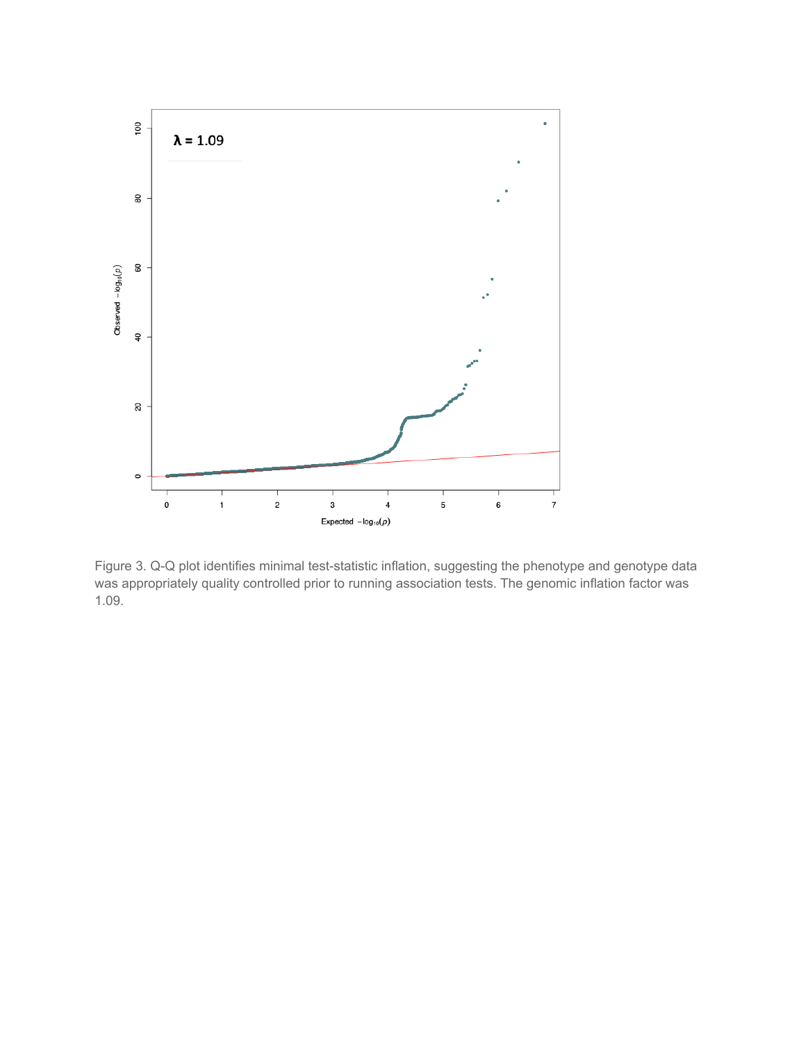Figure 3. Q-Q plot identifies minimal test-statistic inflation, suggesting the phenotype and genotype data was appropriately quality controlled prior to running association tests. The genomic inflation factor was 1.09.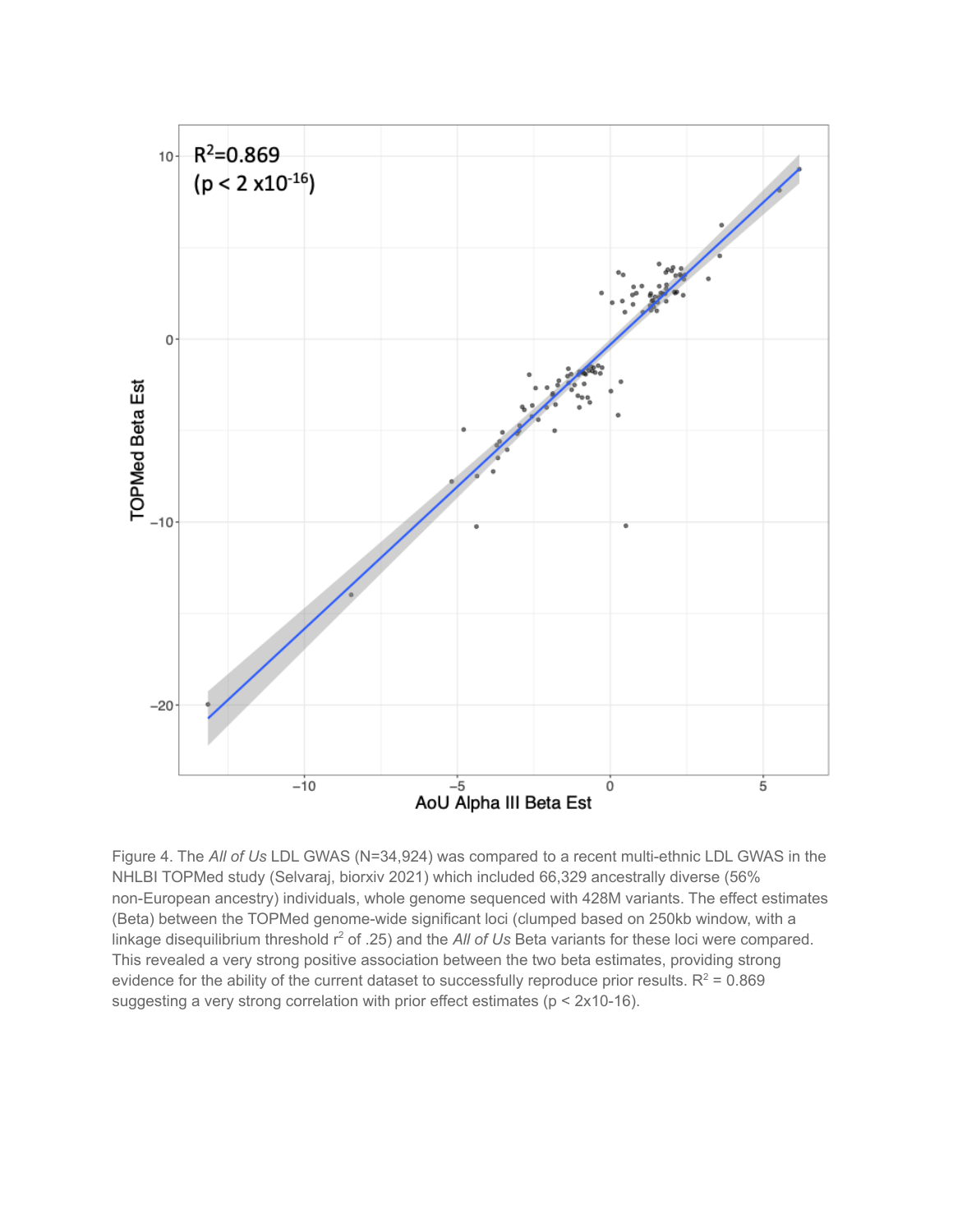Figure 4. The *All of Us* LDL GWAS (N=34,924) was compared to a recent multi-ethnic LDL GWAS in the NHLBI TOPMed study (Selvaraj, biorxiv 2021) which included 66,329 ancestrally diverse (56% non-European ancestry) individuals, whole genome sequenced with 428M variants. The effect estimates (Beta) between the TOPMed genome-wide significant loci (clumped based on 250kb window, with a linkage disequilibrium threshold $r^2$ of .25) and the *All of Us* Beta variants for these loci were compared. This revealed a very strong positive association between the two beta estimates, providing strong evidence for the ability of the current dataset to successfully reproduce prior results. $R^2 = 0.869$ suggesting a very strong correlation with prior effect estimates ($p < 2x10\text{-}16$).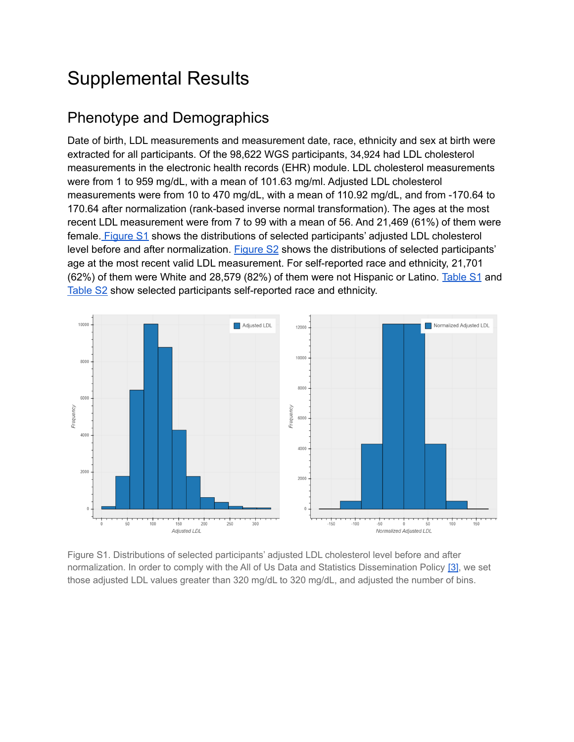# Supplemental Results

## Phenotype and Demographics

Date of birth, LDL measurements and measurement date, race, ethnicity and sex at birth were extracted for all participants. Of the 98,622 WGS participants, 34,924 had LDL cholesterol measurements in the electronic health records (EHR) module. LDL cholesterol measurements were from 1 to 959 mg/dL, with a mean of 101.63 mg/ml. Adjusted LDL cholesterol measurements were from 10 to 470 mg/dL, with a mean of 110.92 mg/dL, and from -170.64 to 170.64 after normalization (rank-based inverse normal transformation). The ages at the most recent LDL measurement were from 7 to 99 with a mean of 56. And 21,469 (61%) of them were female. Figure S1 shows the distributions of selected participants' adjusted LDL cholesterol level before and after normalization. Figure S2 shows the distributions of selected participants' age at the most recent valid LDL measurement. For self-reported race and ethnicity, 21,701 (62%) of them were White and 28,579 (82%) of them were not Hispanic or Latino. Table S1 and Table S2 show selected participants self-reported race and ethnicity.

Figure S1. Distributions of selected participants' adjusted LDL cholesterol level before and after normalization. In order to comply with the All of Us Data and Statistics Dissemination Policy [3], we set those adjusted LDL values greater than 320 mg/dL to 320 mg/dL, and adjusted the number of bins.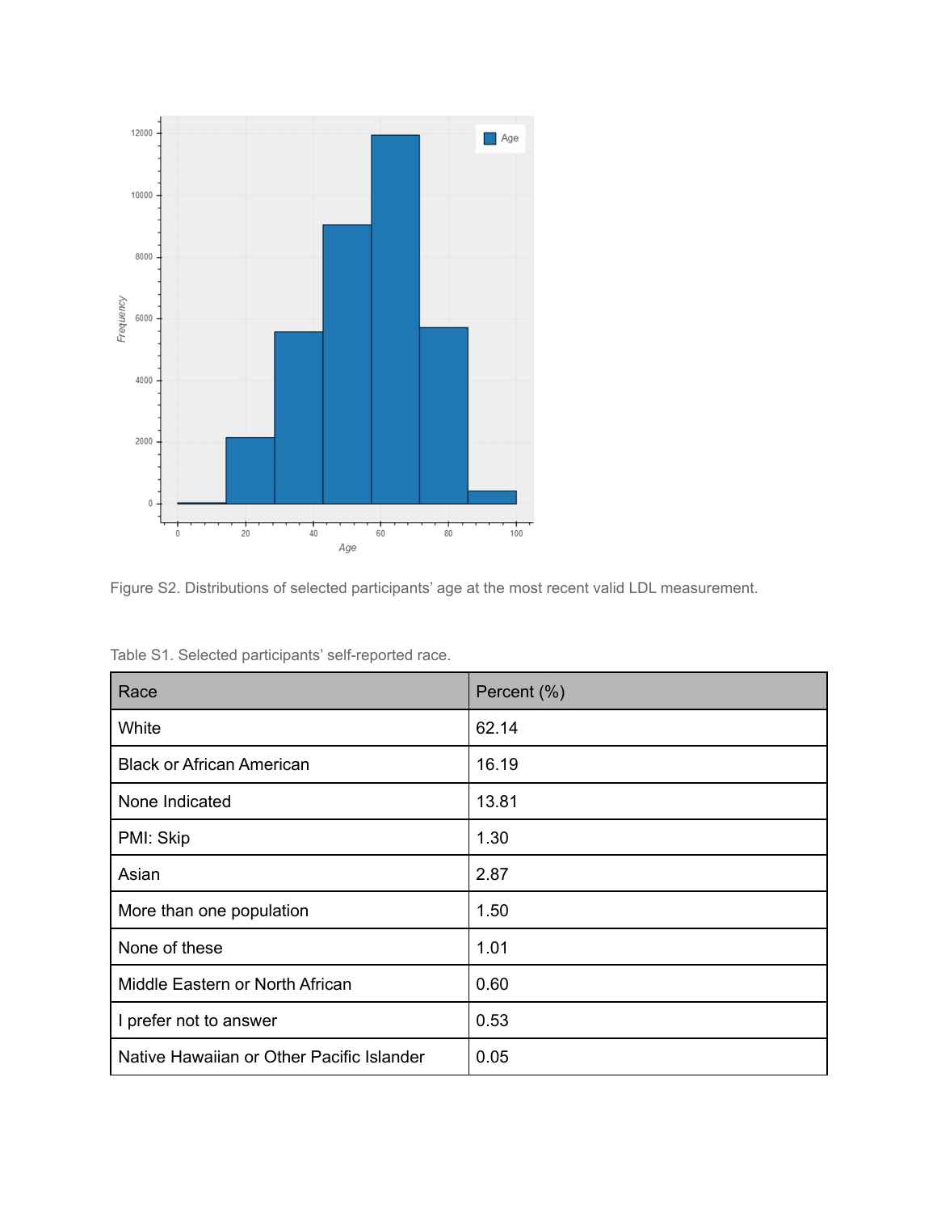Figure S2. Distributions of selected participants' age at the most recent valid LDL measurement.

Table S1. Selected participants' self-reported race.

| Race | Percent (%) |
|---|---|
| White | 62.14 |
| Black or African American | 16.19 |
| None Indicated | 13.81 |
| PMI: Skip | 1.30 |
| Asian | 2.87 |
| More than one population | 1.50 |
| None of these | 1.01 |
| Middle Eastern or North African | 0.60 |
| I prefer not to answer | 0.53 |
| Native Hawaiian or Other Pacific Islander | 0.05 |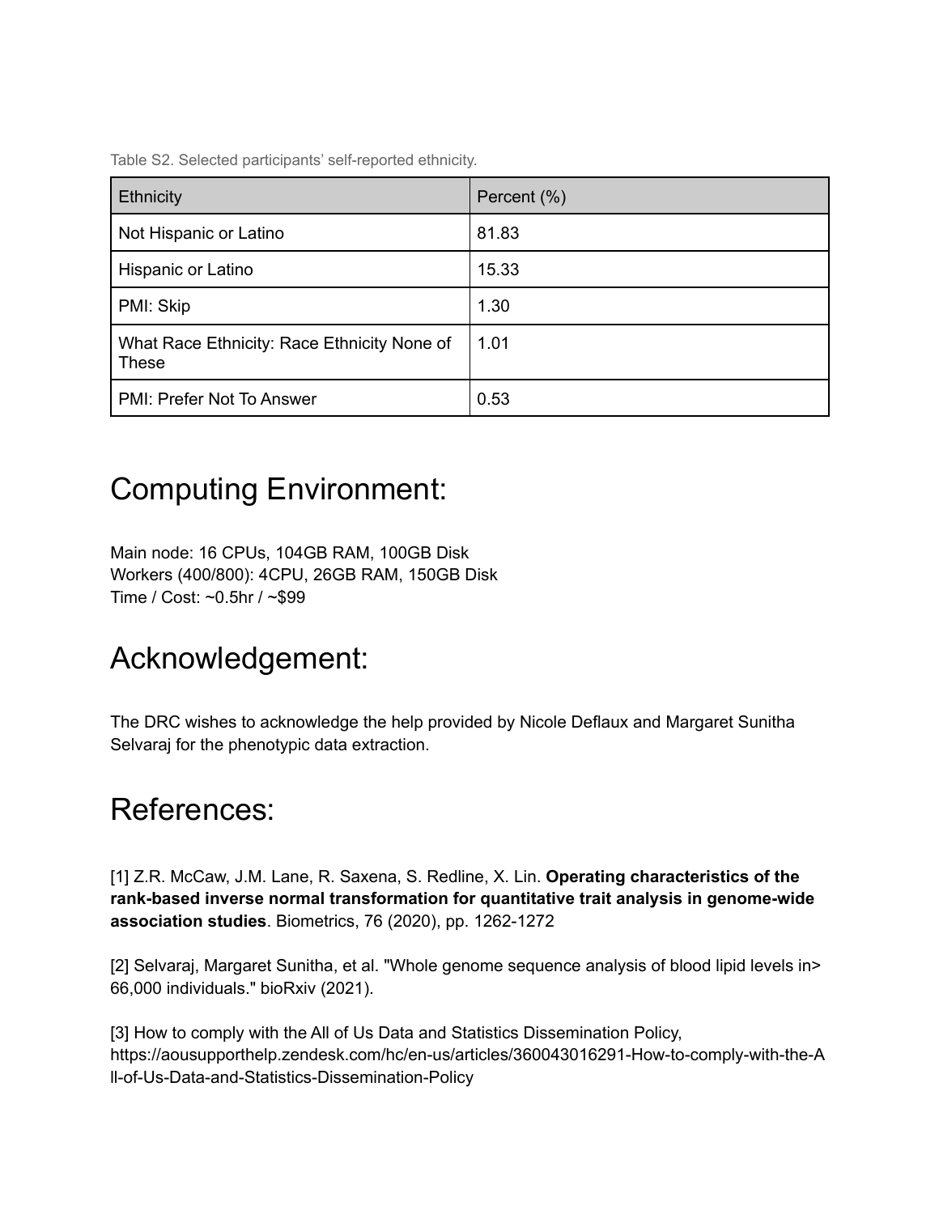Table S2. Selected participants' self-reported ethnicity.

| Ethnicity | Percent (%) |
|---|---|
| Not Hispanic or Latino | 81.83 |
| Hispanic or Latino | 15.33 |
| PMI: Skip | 1.30 |
| What Race Ethnicity: Race Ethnicity None of These | 1.01 |
| PMI: Prefer Not To Answer | 0.53 |

# Computing Environment:

Main node: 16 CPUs, 104GB RAM, 100GB Disk
Workers (400/800): 4CPU, 26GB RAM, 150GB Disk
Time / Cost: ~0.5hr / ~$99

# Acknowledgement:

The DRC wishes to acknowledge the help provided by Nicole Deflaux and Margaret Sunitha Selvaraj for the phenotypic data extraction.

# References:

[1] Z.R. McCaw, J.M. Lane, R. Saxena, S. Redline, X. Lin. **Operating characteristics of the rank-based inverse normal transformation for quantitative trait analysis in genome-wide association studies**. Biometrics, 76 (2020), pp. 1262-1272

[2] Selvaraj, Margaret Sunitha, et al. "Whole genome sequence analysis of blood lipid levels in> 66,000 individuals." bioRxiv (2021).

[3] How to comply with the All of Us Data and Statistics Dissemination Policy, https://aousupporthelp.zendesk.com/hc/en-us/articles/360043016291-How-to-comply-with-the-All-of-Us-Data-and-Statistics-Dissemination-Policy